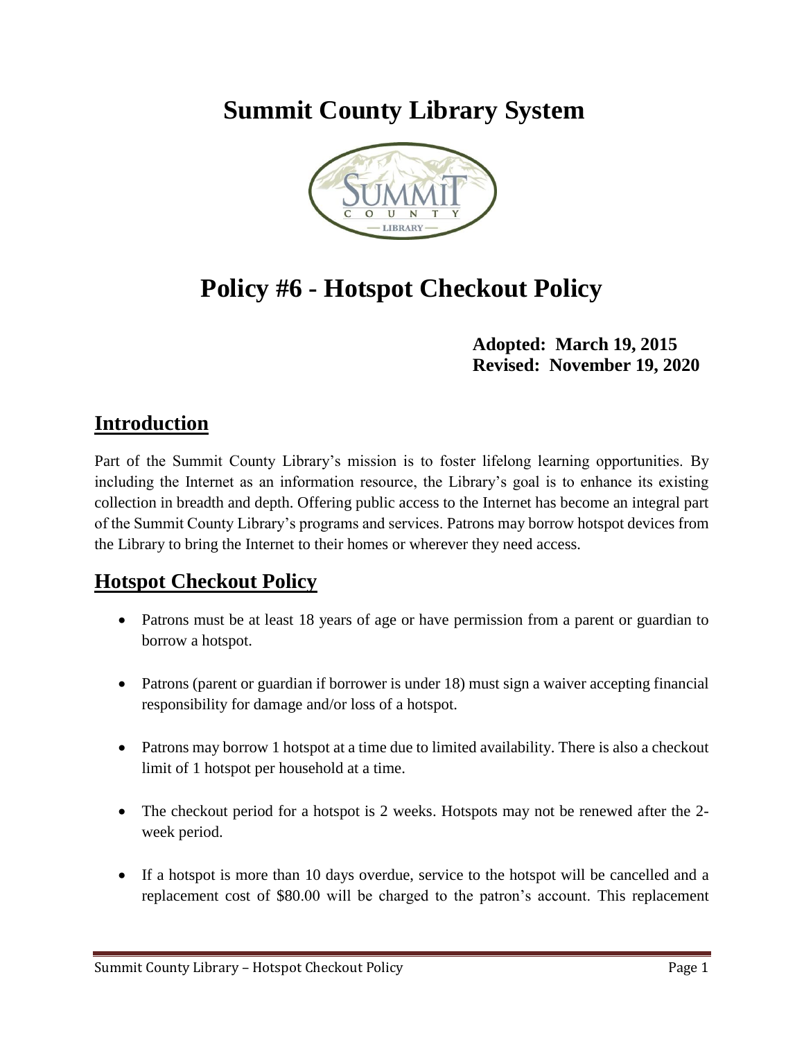# Summit County Library System

# Policy #6 - Hotspot Checkout Policy

**Adopted: March 19, 2015**
**Revised: November 19, 2020**

## Introduction

Part of the Summit County Library's mission is to foster lifelong learning opportunities. By including the Internet as an information resource, the Library's goal is to enhance its existing collection in breadth and depth. Offering public access to the Internet has become an integral part of the Summit County Library's programs and services. Patrons may borrow hotspot devices from the Library to bring the Internet to their homes or wherever they need access.

## Hotspot Checkout Policy

- Patrons must be at least 18 years of age or have permission from a parent or guardian to borrow a hotspot.
- Patrons (parent or guardian if borrower is under 18) must sign a waiver accepting financial responsibility for damage and/or loss of a hotspot.
- Patrons may borrow 1 hotspot at a time due to limited availability. There is also a checkout limit of 1 hotspot per household at a time.
- The checkout period for a hotspot is 2 weeks. Hotspots may not be renewed after the 2-week period.
- If a hotspot is more than 10 days overdue, service to the hotspot will be cancelled and a replacement cost of $80.00 will be charged to the patron's account. This replacement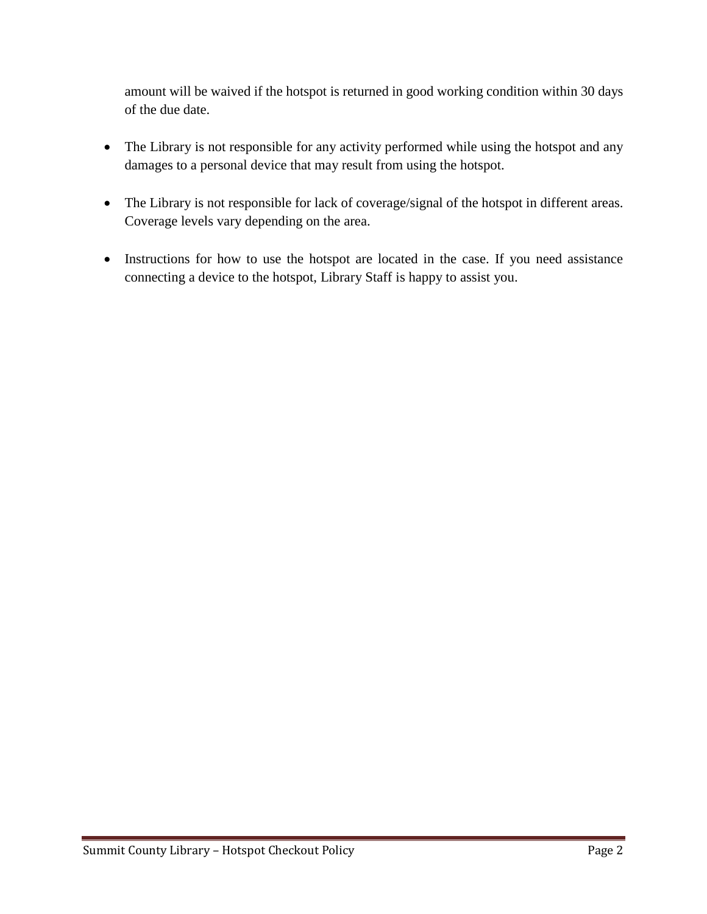amount will be waived if the hotspot is returned in good working condition within 30 days of the due date.

- The Library is not responsible for any activity performed while using the hotspot and any damages to a personal device that may result from using the hotspot.

- The Library is not responsible for lack of coverage/signal of the hotspot in different areas. Coverage levels vary depending on the area.

- Instructions for how to use the hotspot are located in the case. If you need assistance connecting a device to the hotspot, Library Staff is happy to assist you.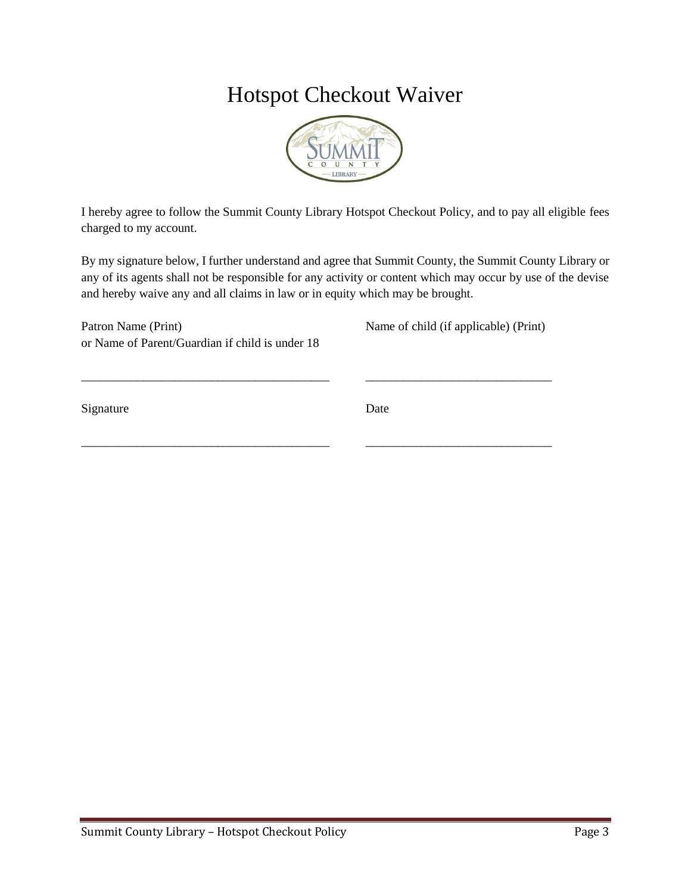# Hotspot Checkout Waiver

I hereby agree to follow the Summit County Library Hotspot Checkout Policy, and to pay all eligible fees charged to my account.

By my signature below, I further understand and agree that Summit County, the Summit County Library or any of its agents shall not be responsible for any activity or content which may occur by use of the devise and hereby waive any and all claims in law or in equity which may be brought.

Patron Name (Print)
or Name of Parent/Guardian if child is under 18

_________________________________________

Name of child (if applicable) (Print)

_______________________________

Signature

_________________________________________

Date

_______________________________